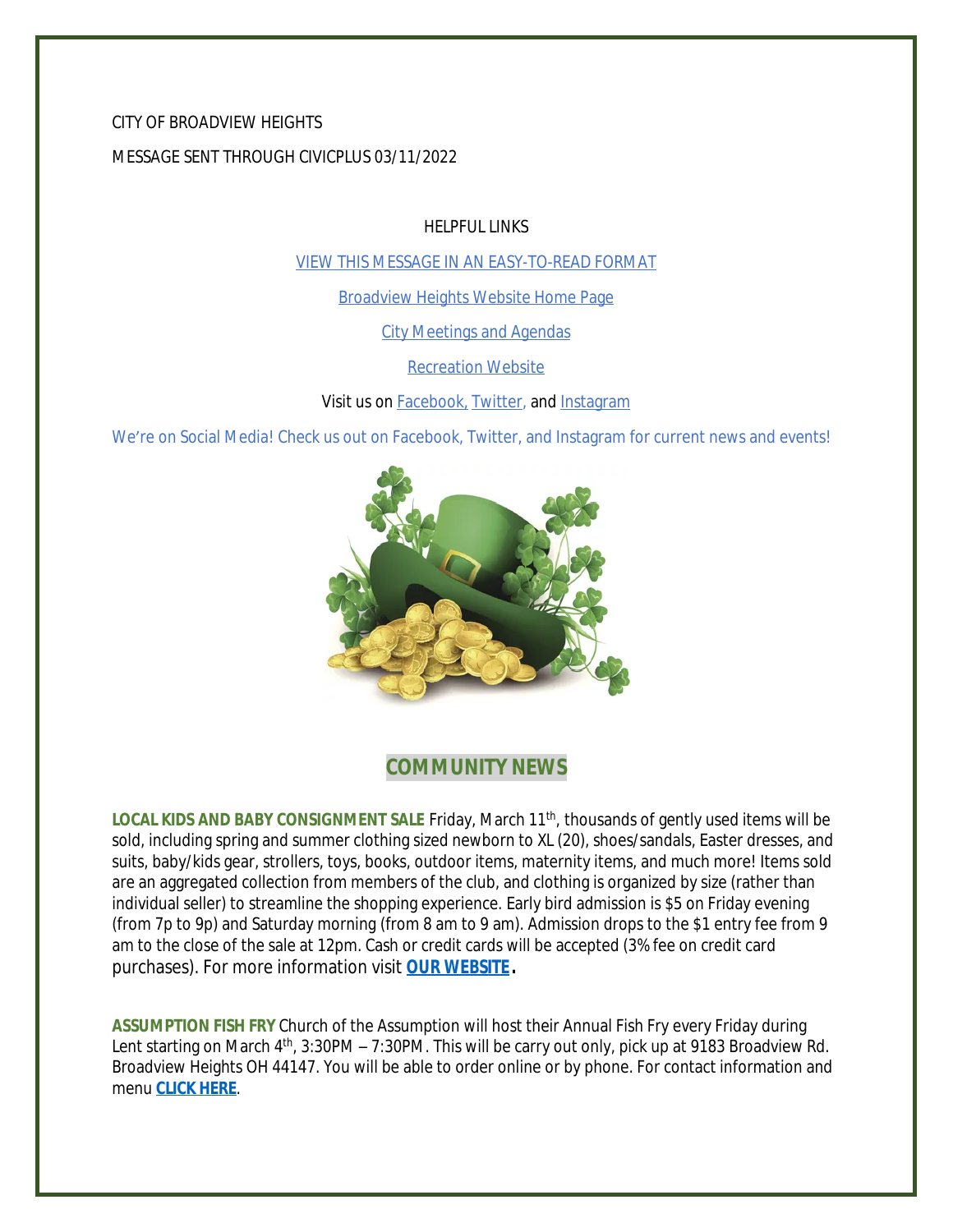CITY OF BROADVIEW HEIGHTS

MESSAGE SENT THROUGH CIVICPLUS 03/11/2022

HELPFUL LINKS

VIEW THIS MESSAGE IN AN EASY-TO-READ FORMAT

Broadview Heights Website Home Page

City Meetings and Agendas

Recreation Website

Visit us on Facebook, Twitter, and Instagram

We're on Social Media! Check us out on Facebook, Twitter, and Instagram for current news and events!

## COMMUNITY NEWS

**LOCAL KIDS AND BABY CONSIGNMENT SALE** Friday, March 11th, thousands of gently used items will be sold, including spring and summer clothing sized newborn to XL (20), shoes/sandals, Easter dresses, and suits, baby/kids gear, strollers, toys, books, outdoor items, maternity items, and much more! Items sold are an aggregated collection from members of the club, and clothing is organized by size (rather than individual seller) to streamline the shopping experience. Early bird admission is $5 on Friday evening (from 7p to 9p) and Saturday morning (from 8 am to 9 am). Admission drops to the $1 entry fee from 9 am to the close of the sale at 12pm. Cash or credit cards will be accepted (3% fee on credit card purchases). For more information visit **OUR WEBSITE**.

**ASSUMPTION FISH FRY** Church of the Assumption will host their Annual Fish Fry every Friday during Lent starting on March 4th, 3:30PM – 7:30PM. This will be carry out only, pick up at 9183 Broadview Rd. Broadview Heights OH 44147. You will be able to order online or by phone. For contact information and menu **CLICK HERE**.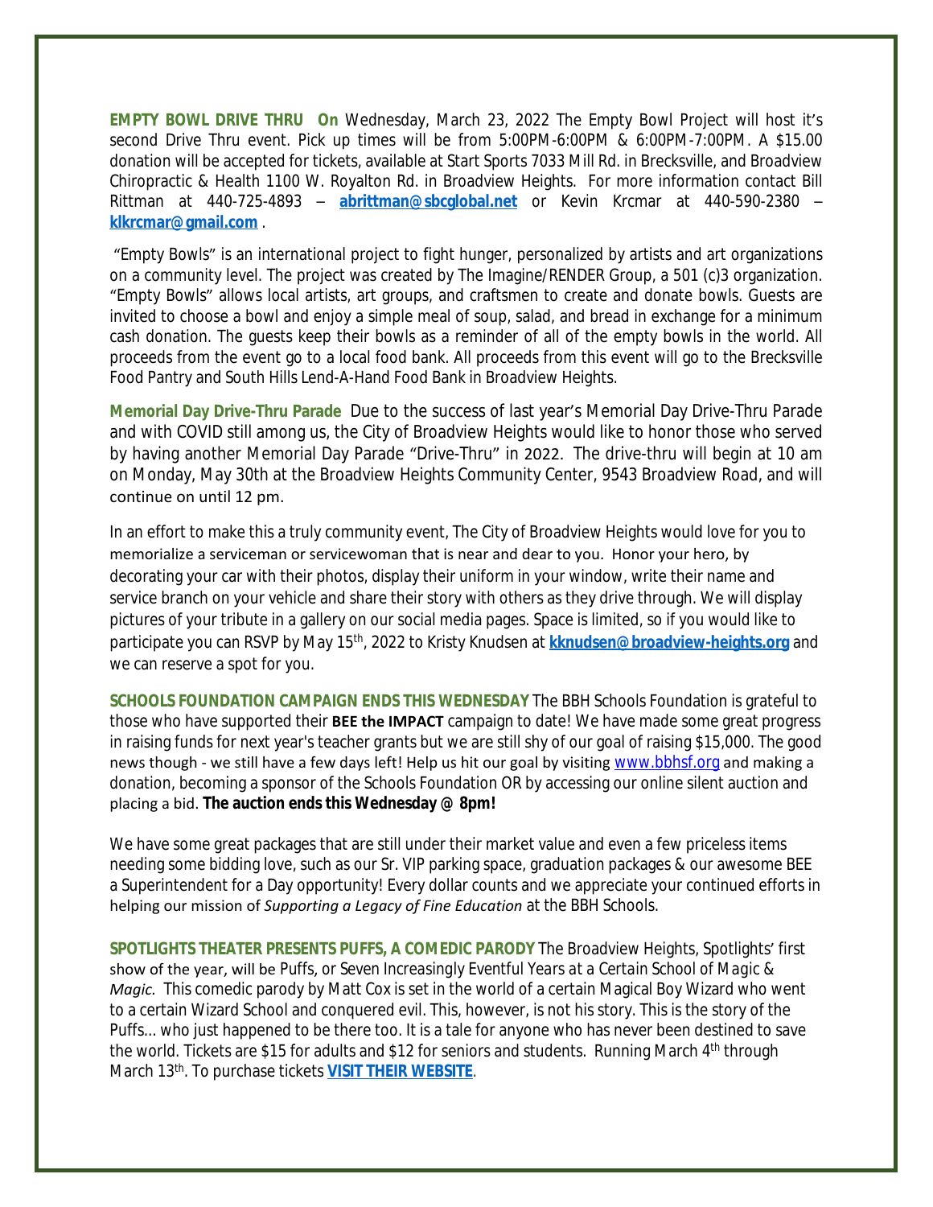**EMPTY BOWL DRIVE THRU** On Wednesday, March 23, 2022 The Empty Bowl Project will host it's second Drive Thru event. Pick up times will be from 5:00PM-6:00PM & 6:00PM-7:00PM. A $15.00 donation will be accepted for tickets, available at Start Sports 7033 Mill Rd. in Brecksville, and Broadview Chiropractic & Health 1100 W. Royalton Rd. in Broadview Heights. For more information contact Bill Rittman at 440-725-4893 – **abrittman@sbcglobal.net** or Kevin Krcmar at 440-590-2380 – **klkrcmar@gmail.com** .

"Empty Bowls" is an international project to fight hunger, personalized by artists and art organizations on a community level. The project was created by The Imagine/RENDER Group, a 501 (c)3 organization. "Empty Bowls" allows local artists, art groups, and craftsmen to create and donate bowls. Guests are invited to choose a bowl and enjoy a simple meal of soup, salad, and bread in exchange for a minimum cash donation. The guests keep their bowls as a reminder of all of the empty bowls in the world. All proceeds from the event go to a local food bank. All proceeds from this event will go to the Brecksville Food Pantry and South Hills Lend-A-Hand Food Bank in Broadview Heights.

**Memorial Day Drive-Thru Parade** Due to the success of last year's Memorial Day Drive-Thru Parade and with COVID still among us, the City of Broadview Heights would like to honor those who served by having another Memorial Day Parade "Drive-Thru" in 2022. The drive-thru will begin at 10 am on Monday, May 30th at the Broadview Heights Community Center, 9543 Broadview Road, and will continue on until 12 pm.

In an effort to make this a truly community event, The City of Broadview Heights would love for you to memorialize a serviceman or servicewoman that is near and dear to you. Honor your hero, by decorating your car with their photos, display their uniform in your window, write their name and service branch on your vehicle and share their story with others as they drive through. We will display pictures of your tribute in a gallery on our social media pages. Space is limited, so if you would like to participate you can RSVP by May 15th, 2022 to Kristy Knudsen at **kknudsen@broadview-heights.org** and we can reserve a spot for you.

**SCHOOLS FOUNDATION CAMPAIGN ENDS THIS WEDNESDAY** The BBH Schools Foundation is grateful to those who have supported their **BEE the IMPACT** campaign to date! We have made some great progress in raising funds for next year's teacher grants but we are still shy of our goal of raising $15,000. The good news though - we still have a few days left! Help us hit our goal by visiting www.bbhsf.org and making a donation, becoming a sponsor of the Schools Foundation OR by accessing our online silent auction and placing a bid. **The auction ends this Wednesday @ 8pm!**

We have some great packages that are still under their market value and even a few priceless items needing some bidding love, such as our Sr. VIP parking space, graduation packages & our awesome BEE a Superintendent for a Day opportunity! Every dollar counts and we appreciate your continued efforts in helping our mission of *Supporting a Legacy of Fine Education* at the BBH Schools.

**SPOTLIGHTS THEATER PRESENTS PUFFS, A COMEDIC PARODY** The Broadview Heights, Spotlights' first show of the year, will be Puffs, or *Seven Increasingly Eventful Years at a Certain School of Magic & Magic.* This comedic parody by Matt Cox is set in the world of a certain Magical Boy Wizard who went to a certain Wizard School and conquered evil. This, however, is not his story. This is the story of the Puffs... who just happened to be there too. It is a tale for anyone who has never been destined to save the world. Tickets are $15 for adults and $12 for seniors and students. Running March 4th through March 13th. To purchase tickets **VISIT THEIR WEBSITE**.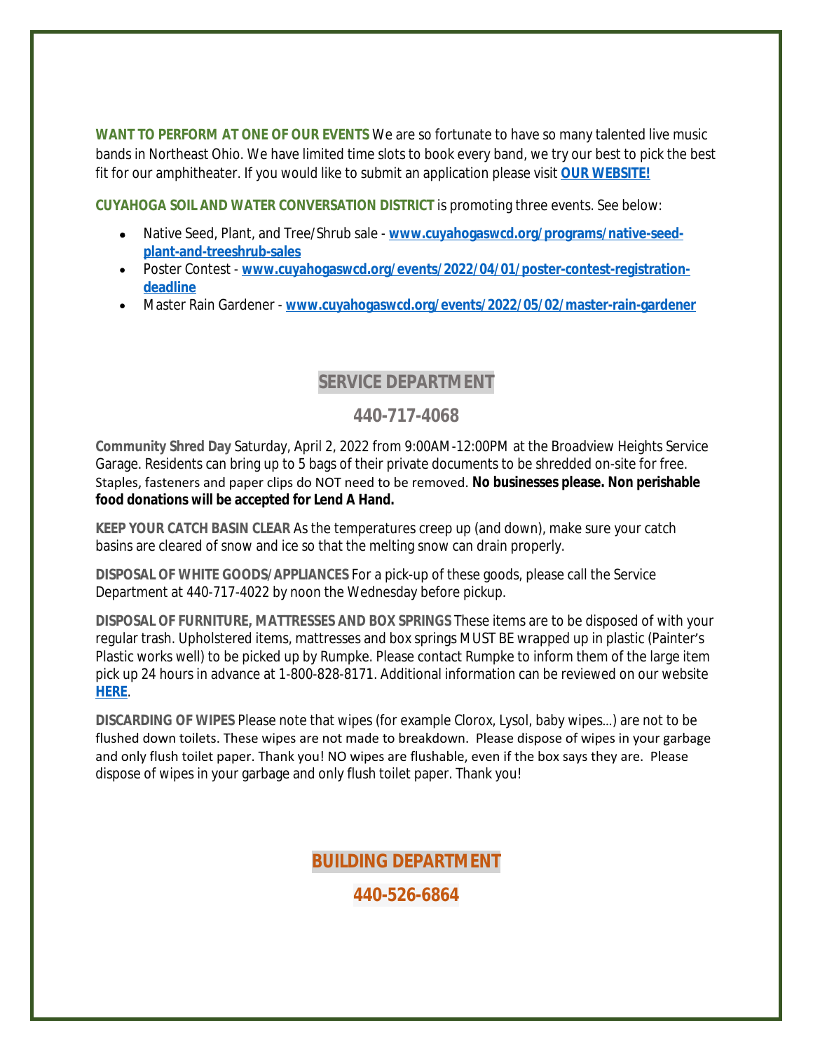**WANT TO PERFORM AT ONE OF OUR EVENTS** We are so fortunate to have so many talented live music bands in Northeast Ohio. We have limited time slots to book every band, we try our best to pick the best fit for our amphitheater. If you would like to submit an application please visit **OUR WEBSITE!**

**CUYAHOGA SOIL AND WATER CONVERSATION DISTRICT** is promoting three events. See below:

- Native Seed, Plant, and Tree/Shrub sale - **www.cuyahogaswcd.org/programs/native-seed-plant-and-treeshrub-sales**
- Poster Contest - **www.cuyahogaswcd.org/events/2022/04/01/poster-contest-registration-deadline**
- Master Rain Gardener - **www.cuyahogaswcd.org/events/2022/05/02/master-rain-gardener**

## SERVICE DEPARTMENT

## 440-717-4068

**Community Shred Day** Saturday, April 2, 2022 from 9:00AM-12:00PM at the Broadview Heights Service Garage. Residents can bring up to 5 bags of their private documents to be shredded on-site for free. Staples, fasteners and paper clips do NOT need to be removed. **No businesses please. Non perishable food donations will be accepted for Lend A Hand.**

**KEEP YOUR CATCH BASIN CLEAR** As the temperatures creep up (and down), make sure your catch basins are cleared of snow and ice so that the melting snow can drain properly.

**DISPOSAL OF WHITE GOODS/APPLIANCES** For a pick-up of these goods, please call the Service Department at 440-717-4022 by noon the Wednesday before pickup.

**DISPOSAL OF FURNITURE, MATTRESSES AND BOX SPRINGS** These items are to be disposed of with your regular trash. Upholstered items, mattresses and box springs MUST BE wrapped up in plastic (Painter's Plastic works well) to be picked up by Rumpke. Please contact Rumpke to inform them of the large item pick up 24 hours in advance at 1-800-828-8171. Additional information can be reviewed on our website **HERE**.

**DISCARDING OF WIPES** Please note that wipes (for example Clorox, Lysol, baby wipes…) are not to be flushed down toilets. These wipes are not made to breakdown. Please dispose of wipes in your garbage and only flush toilet paper. Thank you! NO wipes are flushable, even if the box says they are. Please dispose of wipes in your garbage and only flush toilet paper. Thank you!

## BUILDING DEPARTMENT

## 440-526-6864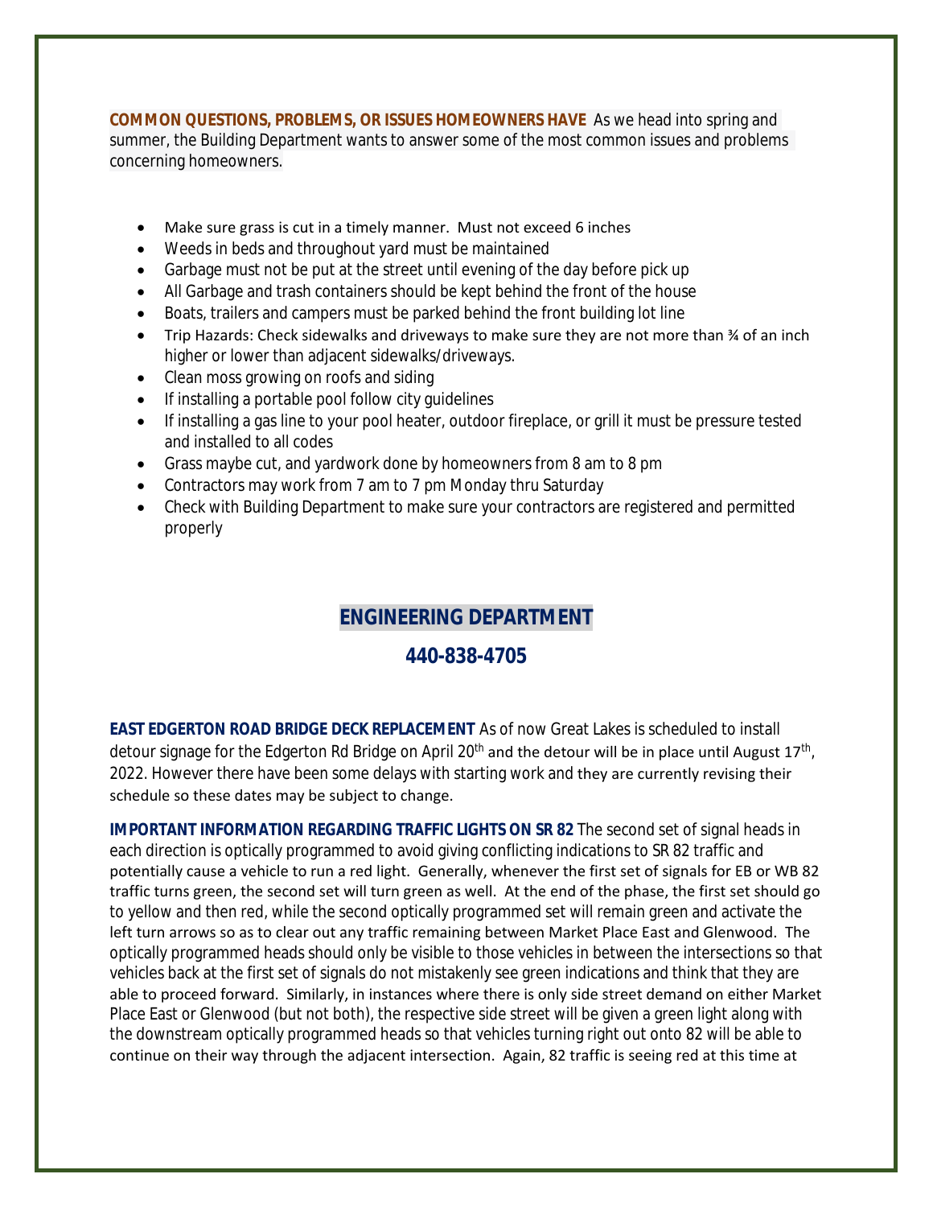**COMMON QUESTIONS, PROBLEMS, OR ISSUES HOMEOWNERS HAVE** As we head into spring and summer, the Building Department wants to answer some of the most common issues and problems concerning homeowners.

- Make sure grass is cut in a timely manner. Must not exceed 6 inches
- Weeds in beds and throughout yard must be maintained
- Garbage must not be put at the street until evening of the day before pick up
- All Garbage and trash containers should be kept behind the front of the house
- Boats, trailers and campers must be parked behind the front building lot line
- Trip Hazards: Check sidewalks and driveways to make sure they are not more than ¾ of an inch higher or lower than adjacent sidewalks/driveways.
- Clean moss growing on roofs and siding
- If installing a portable pool follow city guidelines
- If installing a gas line to your pool heater, outdoor fireplace, or grill it must be pressure tested and installed to all codes
- Grass maybe cut, and yardwork done by homeowners from 8 am to 8 pm
- Contractors may work from 7 am to 7 pm Monday thru Saturday
- Check with Building Department to make sure your contractors are registered and permitted properly

## ENGINEERING DEPARTMENT

## 440-838-4705

**EAST EDGERTON ROAD BRIDGE DECK REPLACEMENT** As of now Great Lakes is scheduled to install detour signage for the Edgerton Rd Bridge on April 20th and the detour will be in place until August 17th, 2022. However there have been some delays with starting work and they are currently revising their schedule so these dates may be subject to change.

**IMPORTANT INFORMATION REGARDING TRAFFIC LIGHTS ON SR 82** The second set of signal heads in each direction is optically programmed to avoid giving conflicting indications to SR 82 traffic and potentially cause a vehicle to run a red light. Generally, whenever the first set of signals for EB or WB 82 traffic turns green, the second set will turn green as well. At the end of the phase, the first set should go to yellow and then red, while the second optically programmed set will remain green and activate the left turn arrows so as to clear out any traffic remaining between Market Place East and Glenwood. The optically programmed heads should only be visible to those vehicles in between the intersections so that vehicles back at the first set of signals do not mistakenly see green indications and think that they are able to proceed forward. Similarly, in instances where there is only side street demand on either Market Place East or Glenwood (but not both), the respective side street will be given a green light along with the downstream optically programmed heads so that vehicles turning right out onto 82 will be able to continue on their way through the adjacent intersection. Again, 82 traffic is seeing red at this time at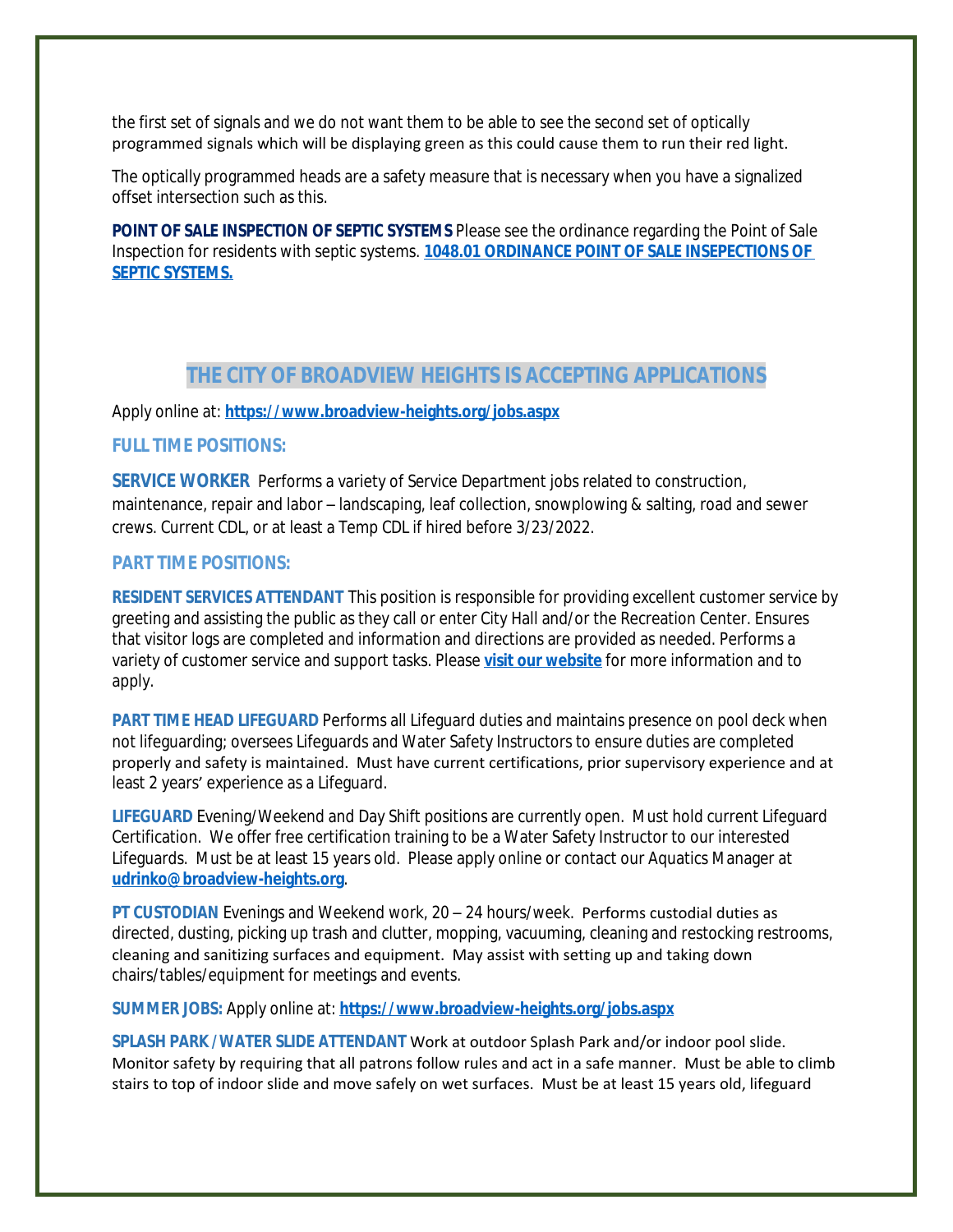the first set of signals and we do not want them to be able to see the second set of optically programmed signals which will be displaying green as this could cause them to run their red light.

The optically programmed heads are a safety measure that is necessary when you have a signalized offset intersection such as this.

**POINT OF SALE INSPECTION OF SEPTIC SYSTEMS** Please see the ordinance regarding the Point of Sale Inspection for residents with septic systems. **1048.01 ORDINANCE POINT OF SALE INSEPECTIONS OF SEPTIC SYSTEMS.**

## THE CITY OF BROADVIEW HEIGHTS IS ACCEPTING APPLICATIONS

Apply online at: **https://www.broadview-heights.org/jobs.aspx**

### FULL TIME POSITIONS:

**SERVICE WORKER** Performs a variety of Service Department jobs related to construction, maintenance, repair and labor – landscaping, leaf collection, snowplowing & salting, road and sewer crews. Current CDL, or at least a Temp CDL if hired before 3/23/2022.

### PART TIME POSITIONS:

**RESIDENT SERVICES ATTENDANT** This position is responsible for providing excellent customer service by greeting and assisting the public as they call or enter City Hall and/or the Recreation Center. Ensures that visitor logs are completed and information and directions are provided as needed. Performs a variety of customer service and support tasks. Please **visit our website** for more information and to apply.

**PART TIME HEAD LIFEGUARD** Performs all Lifeguard duties and maintains presence on pool deck when not lifeguarding; oversees Lifeguards and Water Safety Instructors to ensure duties are completed properly and safety is maintained. Must have current certifications, prior supervisory experience and at least 2 years' experience as a Lifeguard.

**LIFEGUARD** Evening/Weekend and Day Shift positions are currently open. Must hold current Lifeguard Certification. We offer free certification training to be a Water Safety Instructor to our interested Lifeguards. Must be at least 15 years old. Please apply online or contact our Aquatics Manager at **udrinko@broadview-heights.org**.

**PT CUSTODIAN** Evenings and Weekend work, 20 – 24 hours/week. Performs custodial duties as directed, dusting, picking up trash and clutter, mopping, vacuuming, cleaning and restocking restrooms, cleaning and sanitizing surfaces and equipment. May assist with setting up and taking down chairs/tables/equipment for meetings and events.

**SUMMER JOBS:** Apply online at: **https://www.broadview-heights.org/jobs.aspx**

**SPLASH PARK / WATER SLIDE ATTENDANT** Work at outdoor Splash Park and/or indoor pool slide. Monitor safety by requiring that all patrons follow rules and act in a safe manner. Must be able to climb stairs to top of indoor slide and move safely on wet surfaces. Must be at least 15 years old, lifeguard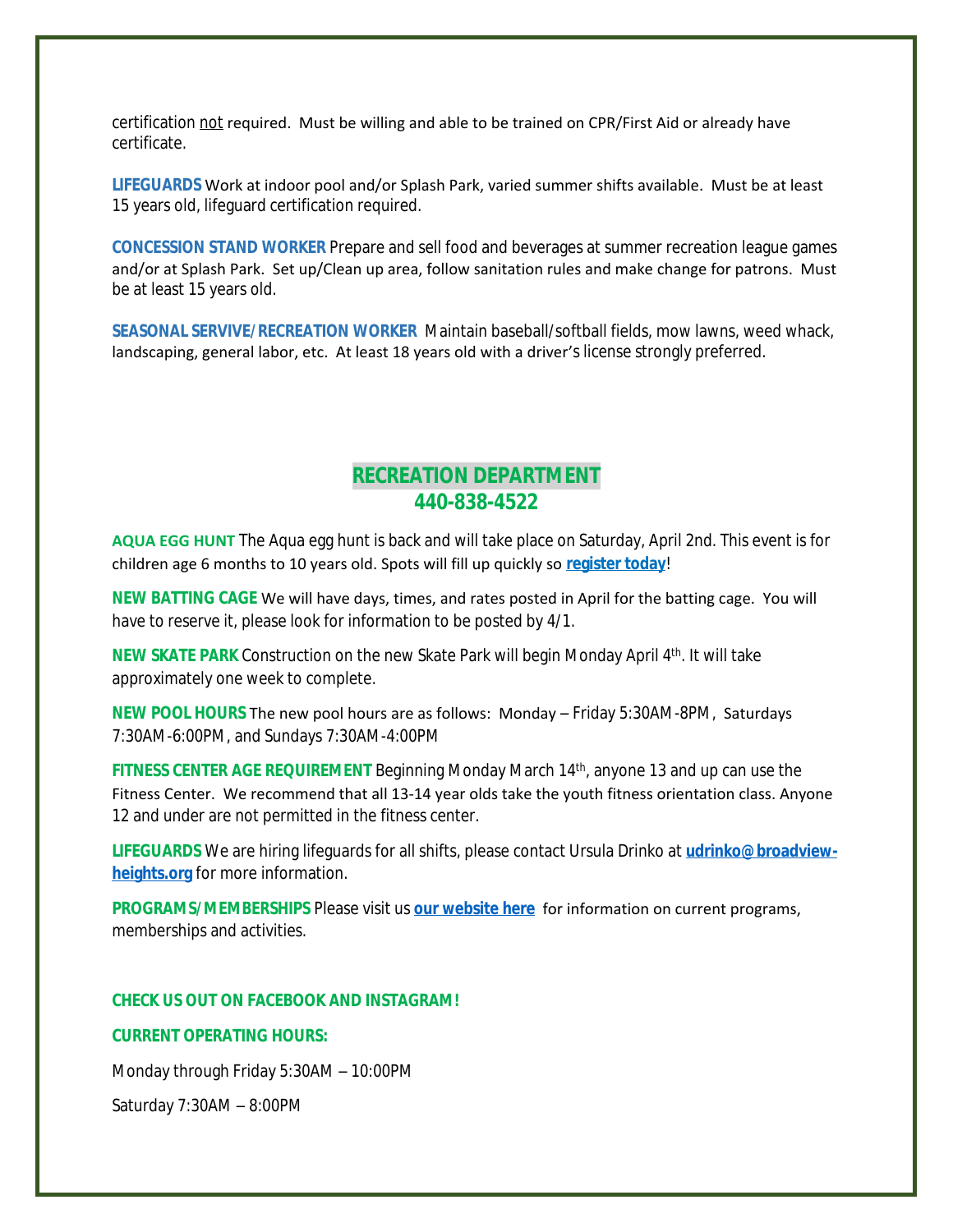certification not required. Must be willing and able to be trained on CPR/First Aid or already have certificate.

**LIFEGUARDS** Work at indoor pool and/or Splash Park, varied summer shifts available. Must be at least 15 years old, lifeguard certification required.

**CONCESSION STAND WORKER** Prepare and sell food and beverages at summer recreation league games and/or at Splash Park. Set up/Clean up area, follow sanitation rules and make change for patrons. Must be at least 15 years old.

**SEASONAL SERVIVE/RECREATION WORKER** Maintain baseball/softball fields, mow lawns, weed whack, landscaping, general labor, etc. At least 18 years old with a driver's license strongly preferred.

## RECREATION DEPARTMENT
## 440-838-4522

**AQUA EGG HUNT** The Aqua egg hunt is back and will take place on Saturday, April 2nd. This event is for children age 6 months to 10 years old. Spots will fill up quickly so **register today**!

**NEW BATTING CAGE** We will have days, times, and rates posted in April for the batting cage. You will have to reserve it, please look for information to be posted by 4/1.

**NEW SKATE PARK** Construction on the new Skate Park will begin Monday April 4th. It will take approximately one week to complete.

**NEW POOL HOURS** The new pool hours are as follows: Monday – Friday 5:30AM-8PM, Saturdays 7:30AM-6:00PM, and Sundays 7:30AM-4:00PM

**FITNESS CENTER AGE REQUIREMENT** Beginning Monday March 14th, anyone 13 and up can use the Fitness Center. We recommend that all 13-14 year olds take the youth fitness orientation class. Anyone 12 and under are not permitted in the fitness center.

**LIFEGUARDS** We are hiring lifeguards for all shifts, please contact Ursula Drinko at **udrinko@broadview-heights.org** for more information.

**PROGRAMS/MEMBERSHIPS** Please visit us **our website here** for information on current programs, memberships and activities.

**CHECK US OUT ON FACEBOOK AND INSTAGRAM!**

**CURRENT OPERATING HOURS:**

Monday through Friday 5:30AM – 10:00PM

Saturday 7:30AM – 8:00PM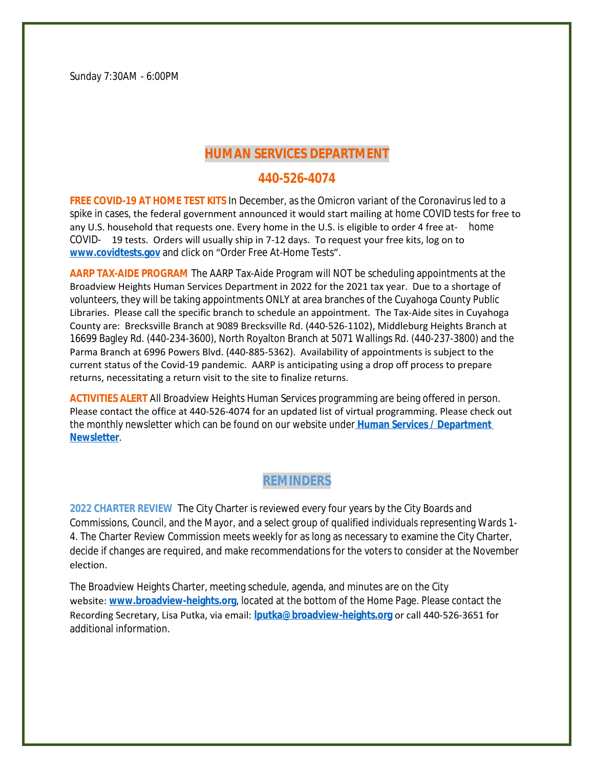Sunday 7:30AM - 6:00PM

## HUMAN SERVICES DEPARTMENT

## 440-526-4074

**FREE COVID-19 AT HOME TEST KITS** In December, as the Omicron variant of the Coronavirus led to a spike in cases, the federal government announced it would start mailing at home COVID tests for free to any U.S. household that requests one. Every home in the U.S. is eligible to order 4 free at-home COVID-19 tests. Orders will usually ship in 7-12 days. To request your free kits, log on to **www.covidtests.gov** and click on "Order Free At-Home Tests".

**AARP TAX-AIDE PROGRAM** The AARP Tax-Aide Program will NOT be scheduling appointments at the Broadview Heights Human Services Department in 2022 for the 2021 tax year. Due to a shortage of volunteers, they will be taking appointments ONLY at area branches of the Cuyahoga County Public Libraries. Please call the specific branch to schedule an appointment. The Tax-Aide sites in Cuyahoga County are: Brecksville Branch at 9089 Brecksville Rd. (440-526-1102), Middleburg Heights Branch at 16699 Bagley Rd. (440-234-3600), North Royalton Branch at 5071 Wallings Rd. (440-237-3800) and the Parma Branch at 6996 Powers Blvd. (440-885-5362). Availability of appointments is subject to the current status of the Covid-19 pandemic. AARP is anticipating using a drop off process to prepare returns, necessitating a return visit to the site to finalize returns.

**ACTIVITIES ALERT** All Broadview Heights Human Services programming are being offered in person. Please contact the office at 440-526-4074 for an updated list of virtual programming. Please check out the monthly newsletter which can be found on our website under **Human Services / Department Newsletter**.

## REMINDERS

**2022 CHARTER REVIEW** The City Charter is reviewed every four years by the City Boards and Commissions, Council, and the Mayor, and a select group of qualified individuals representing Wards 1-4. The Charter Review Commission meets weekly for as long as necessary to examine the City Charter, decide if changes are required, and make recommendations for the voters to consider at the November election.

The Broadview Heights Charter, meeting schedule, agenda, and minutes are on the City website: **www.broadview-heights.org**, located at the bottom of the Home Page. Please contact the Recording Secretary, Lisa Putka, via email: **lputka@broadview-heights.org** or call 440-526-3651 for additional information.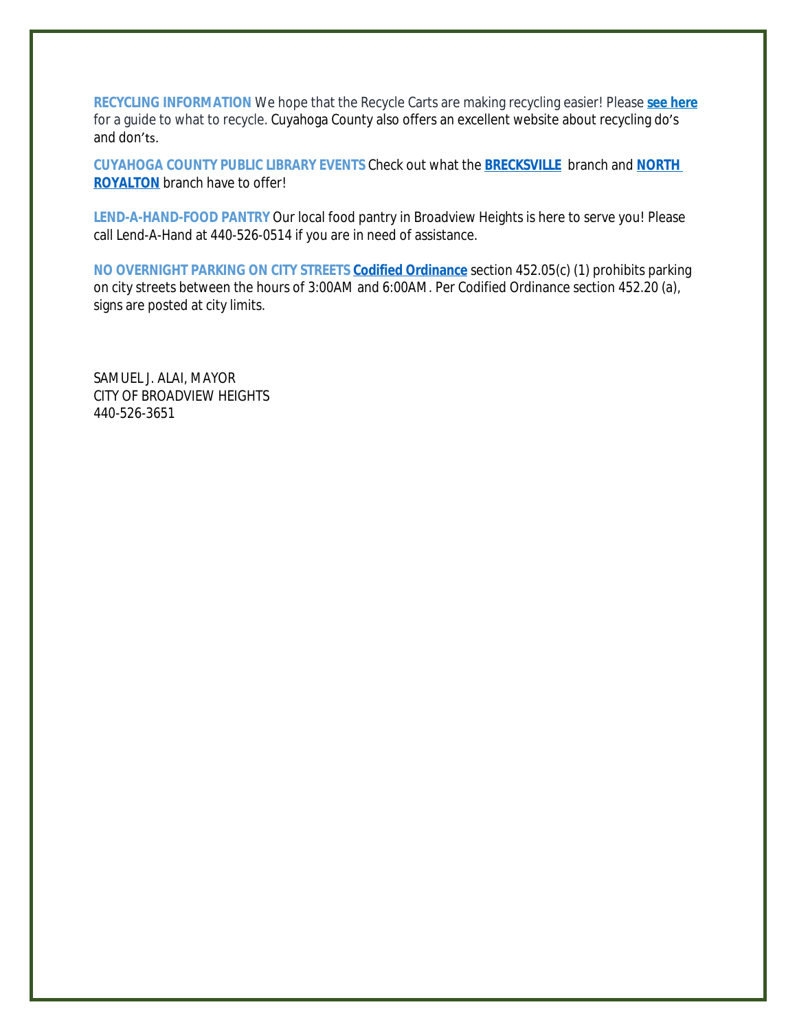**RECYCLING INFORMATION** We hope that the Recycle Carts are making recycling easier! Please **see here** for a guide to what to recycle. Cuyahoga County also offers an excellent website about recycling do's and don'ts.

**CUYAHOGA COUNTY PUBLIC LIBRARY EVENTS** Check out what the **BRECKSVILLE** branch and **NORTH ROYALTON** branch have to offer!

**LEND-A-HAND-FOOD PANTRY** Our local food pantry in Broadview Heights is here to serve you! Please call Lend-A-Hand at 440-526-0514 if you are in need of assistance.

**NO OVERNIGHT PARKING ON CITY STREETS** **Codified Ordinance** section 452.05(c) (1) prohibits parking on city streets between the hours of 3:00AM and 6:00AM. Per Codified Ordinance section 452.20 (a), signs are posted at city limits.

SAMUEL J. ALAI, MAYOR
CITY OF BROADVIEW HEIGHTS
440-526-3651